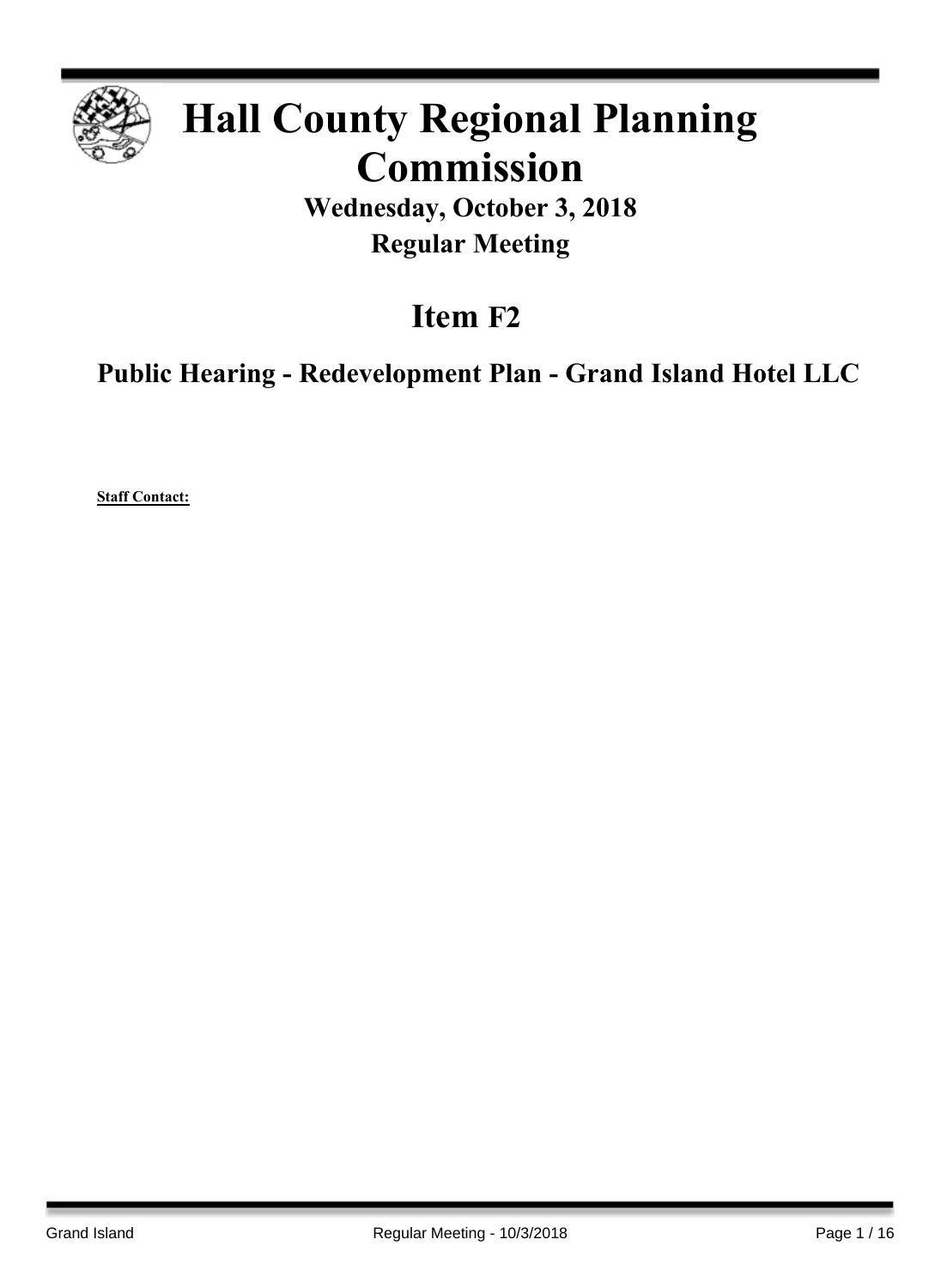# Hall County Regional Planning Commission

**Wednesday, October 3, 2018**
**Regular Meeting**

## Item F2

### Public Hearing - Redevelopment Plan - Grand Island Hotel LLC

**Staff Contact:**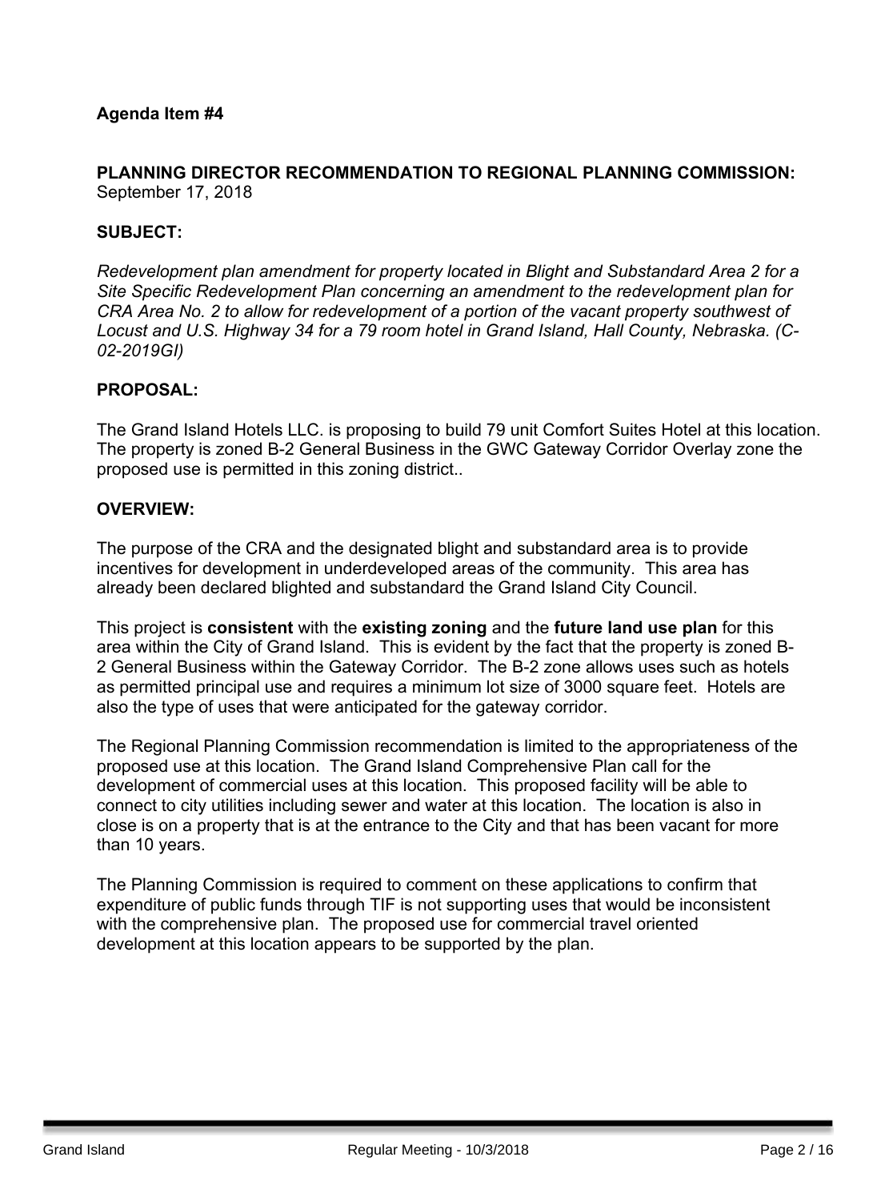**Agenda Item #4**

**PLANNING DIRECTOR RECOMMENDATION TO REGIONAL PLANNING COMMISSION:**
September 17, 2018

**SUBJECT:**

*Redevelopment plan amendment for property located in Blight and Substandard Area 2 for a Site Specific Redevelopment Plan concerning an amendment to the redevelopment plan for CRA Area No. 2 to allow for redevelopment of a portion of the vacant property southwest of Locust and U.S. Highway 34 for a 79 room hotel in Grand Island, Hall County, Nebraska. (C-02-2019GI)*

**PROPOSAL:**

The Grand Island Hotels LLC. is proposing to build 79 unit Comfort Suites Hotel at this location. The property is zoned B-2 General Business in the GWC Gateway Corridor Overlay zone the proposed use is permitted in this zoning district..

**OVERVIEW:**

The purpose of the CRA and the designated blight and substandard area is to provide incentives for development in underdeveloped areas of the community. This area has already been declared blighted and substandard the Grand Island City Council.

This project is **consistent** with the **existing zoning** and the **future land use plan** for this area within the City of Grand Island. This is evident by the fact that the property is zoned B-2 General Business within the Gateway Corridor. The B-2 zone allows uses such as hotels as permitted principal use and requires a minimum lot size of 3000 square feet. Hotels are also the type of uses that were anticipated for the gateway corridor.

The Regional Planning Commission recommendation is limited to the appropriateness of the proposed use at this location. The Grand Island Comprehensive Plan call for the development of commercial uses at this location. This proposed facility will be able to connect to city utilities including sewer and water at this location. The location is also in close is on a property that is at the entrance to the City and that has been vacant for more than 10 years.

The Planning Commission is required to comment on these applications to confirm that expenditure of public funds through TIF is not supporting uses that would be inconsistent with the comprehensive plan. The proposed use for commercial travel oriented development at this location appears to be supported by the plan.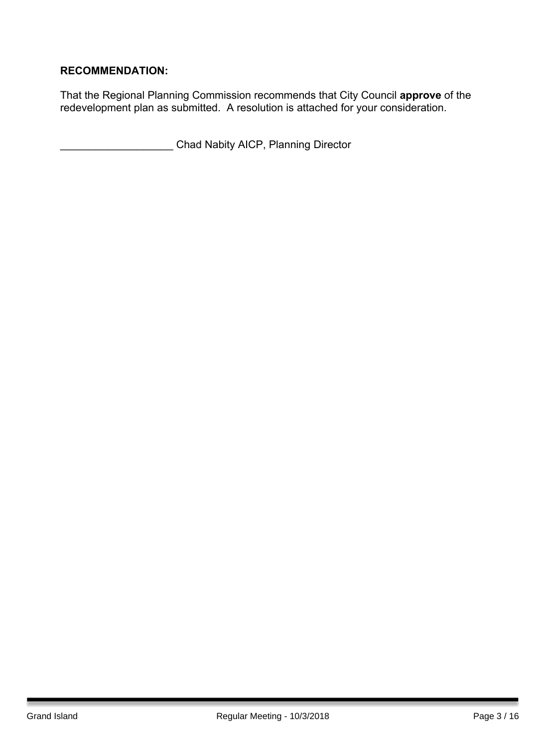**RECOMMENDATION:**

That the Regional Planning Commission recommends that City Council **approve** of the redevelopment plan as submitted. A resolution is attached for your consideration.

___________________ Chad Nabity AICP, Planning Director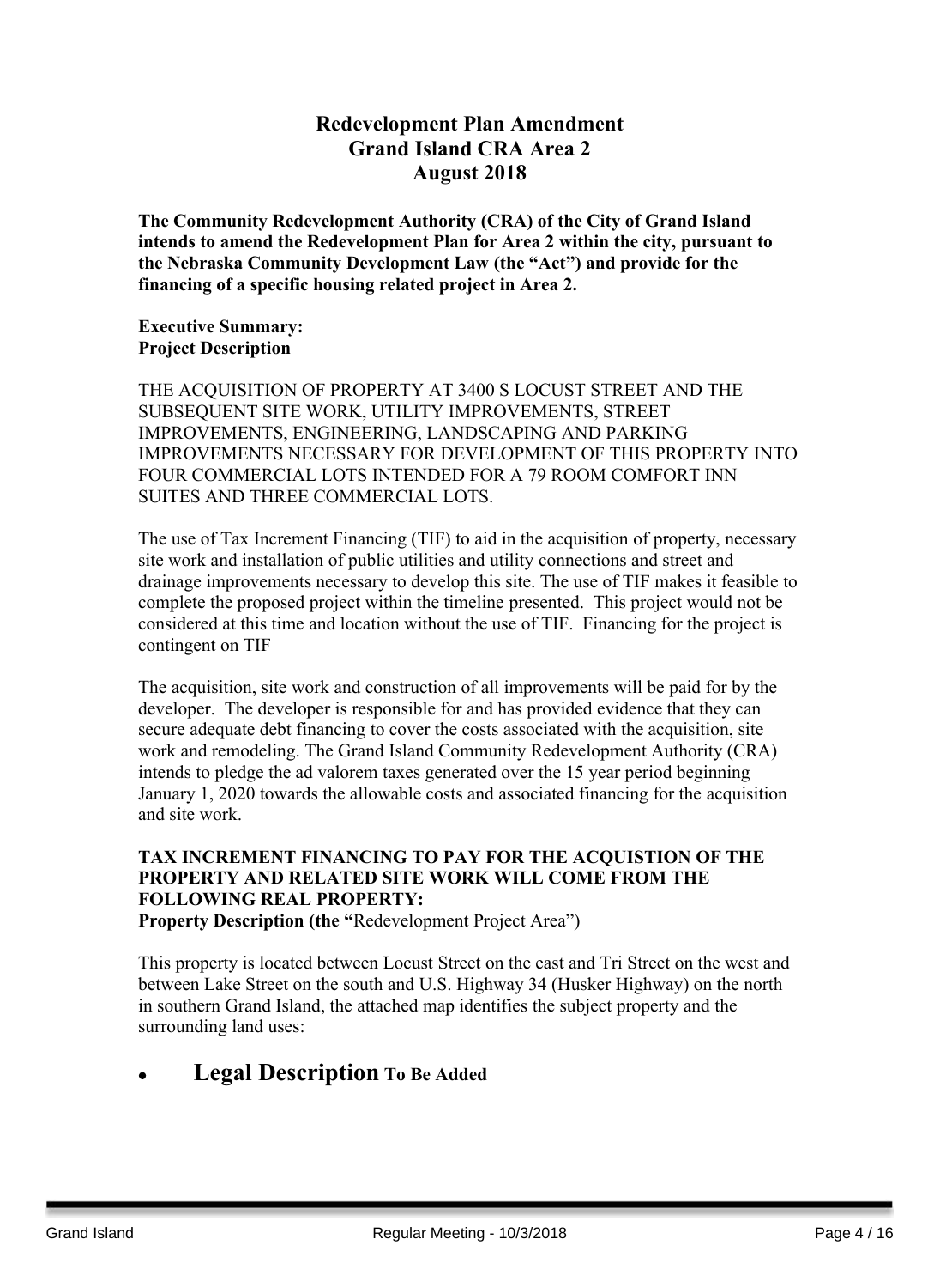# Redevelopment Plan Amendment
# Grand Island CRA Area 2
# August 2018

**The Community Redevelopment Authority (CRA) of the City of Grand Island intends to amend the Redevelopment Plan for Area 2 within the city, pursuant to the Nebraska Community Development Law (the "Act") and provide for the financing of a specific housing related project in Area 2.**

**Executive Summary:**
**Project Description**

THE ACQUISITION OF PROPERTY AT 3400 S LOCUST STREET AND THE SUBSEQUENT SITE WORK, UTILITY IMPROVEMENTS, STREET IMPROVEMENTS, ENGINEERING, LANDSCAPING AND PARKING IMPROVEMENTS NECESSARY FOR DEVELOPMENT OF THIS PROPERTY INTO FOUR COMMERCIAL LOTS INTENDED FOR A 79 ROOM COMFORT INN SUITES AND THREE COMMERCIAL LOTS.

The use of Tax Increment Financing (TIF) to aid in the acquisition of property, necessary site work and installation of public utilities and utility connections and street and drainage improvements necessary to develop this site. The use of TIF makes it feasible to complete the proposed project within the timeline presented. This project would not be considered at this time and location without the use of TIF. Financing for the project is contingent on TIF

The acquisition, site work and construction of all improvements will be paid for by the developer. The developer is responsible for and has provided evidence that they can secure adequate debt financing to cover the costs associated with the acquisition, site work and remodeling. The Grand Island Community Redevelopment Authority (CRA) intends to pledge the ad valorem taxes generated over the 15 year period beginning January 1, 2020 towards the allowable costs and associated financing for the acquisition and site work.

**TAX INCREMENT FINANCING TO PAY FOR THE ACQUISTION OF THE PROPERTY AND RELATED SITE WORK WILL COME FROM THE FOLLOWING REAL PROPERTY:**
**Property Description (the "**Redevelopment Project Area")

This property is located between Locust Street on the east and Tri Street on the west and between Lake Street on the south and U.S. Highway 34 (Husker Highway) on the north in southern Grand Island, the attached map identifies the subject property and the surrounding land uses:

- **Legal Description To Be Added**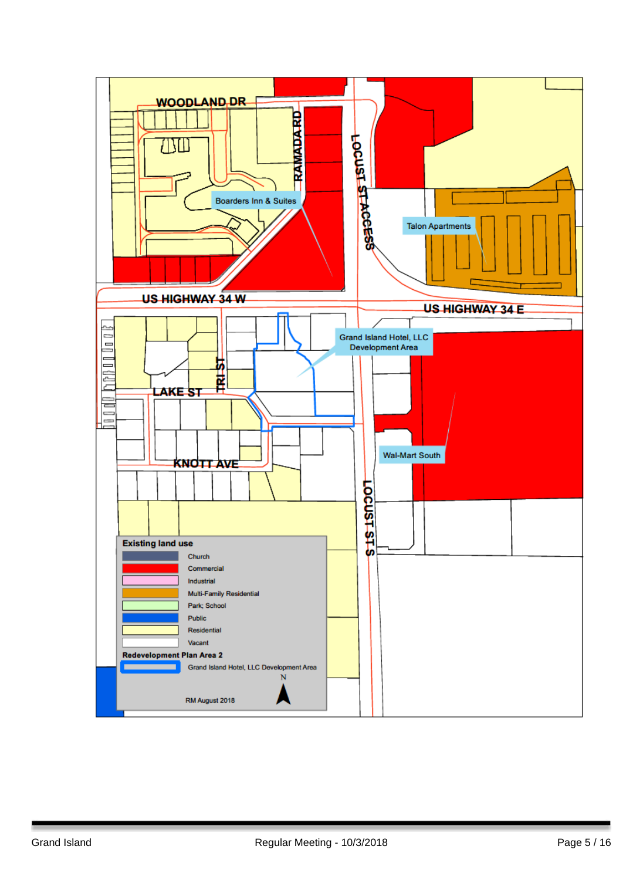WOODLAND DR

RAMADA RD

LOCUST ST ACCESS

Boarders Inn & Suites

Talon Apartments

US HIGHWAY 34 W

US HIGHWAY 34 E

Grand Island Hotel, LLC Development Area

TRI ST

LAKE ST

KNOTT AVE

Wal-Mart South

LOCUST ST S

Existing land use

Church

Commercial

Industrial

Multi-Family Residential

Park; School

Public

Residential

Vacant

Redevelopment Plan Area 2

Grand Island Hotel, LLC Development Area

N

RM August 2018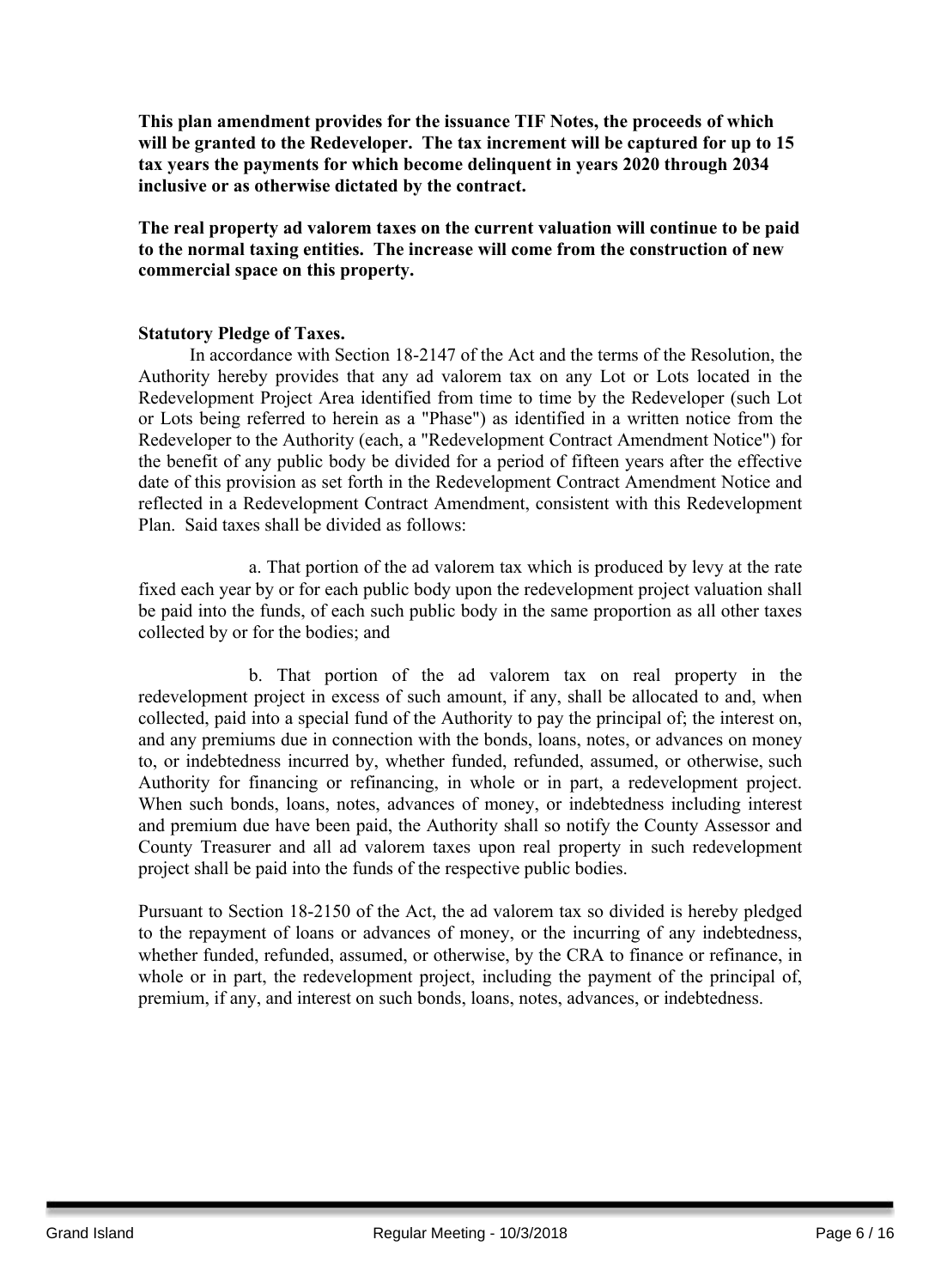**This plan amendment provides for the issuance TIF Notes, the proceeds of which will be granted to the Redeveloper. The tax increment will be captured for up to 15 tax years the payments for which become delinquent in years 2020 through 2034 inclusive or as otherwise dictated by the contract.**

**The real property ad valorem taxes on the current valuation will continue to be paid to the normal taxing entities. The increase will come from the construction of new commercial space on this property.**

**Statutory Pledge of Taxes.**

In accordance with Section 18-2147 of the Act and the terms of the Resolution, the Authority hereby provides that any ad valorem tax on any Lot or Lots located in the Redevelopment Project Area identified from time to time by the Redeveloper (such Lot or Lots being referred to herein as a "Phase") as identified in a written notice from the Redeveloper to the Authority (each, a "Redevelopment Contract Amendment Notice") for the benefit of any public body be divided for a period of fifteen years after the effective date of this provision as set forth in the Redevelopment Contract Amendment Notice and reflected in a Redevelopment Contract Amendment, consistent with this Redevelopment Plan. Said taxes shall be divided as follows:

a. That portion of the ad valorem tax which is produced by levy at the rate fixed each year by or for each public body upon the redevelopment project valuation shall be paid into the funds, of each such public body in the same proportion as all other taxes collected by or for the bodies; and

b. That portion of the ad valorem tax on real property in the redevelopment project in excess of such amount, if any, shall be allocated to and, when collected, paid into a special fund of the Authority to pay the principal of; the interest on, and any premiums due in connection with the bonds, loans, notes, or advances on money to, or indebtedness incurred by, whether funded, refunded, assumed, or otherwise, such Authority for financing or refinancing, in whole or in part, a redevelopment project. When such bonds, loans, notes, advances of money, or indebtedness including interest and premium due have been paid, the Authority shall so notify the County Assessor and County Treasurer and all ad valorem taxes upon real property in such redevelopment project shall be paid into the funds of the respective public bodies.

Pursuant to Section 18-2150 of the Act, the ad valorem tax so divided is hereby pledged to the repayment of loans or advances of money, or the incurring of any indebtedness, whether funded, refunded, assumed, or otherwise, by the CRA to finance or refinance, in whole or in part, the redevelopment project, including the payment of the principal of, premium, if any, and interest on such bonds, loans, notes, advances, or indebtedness.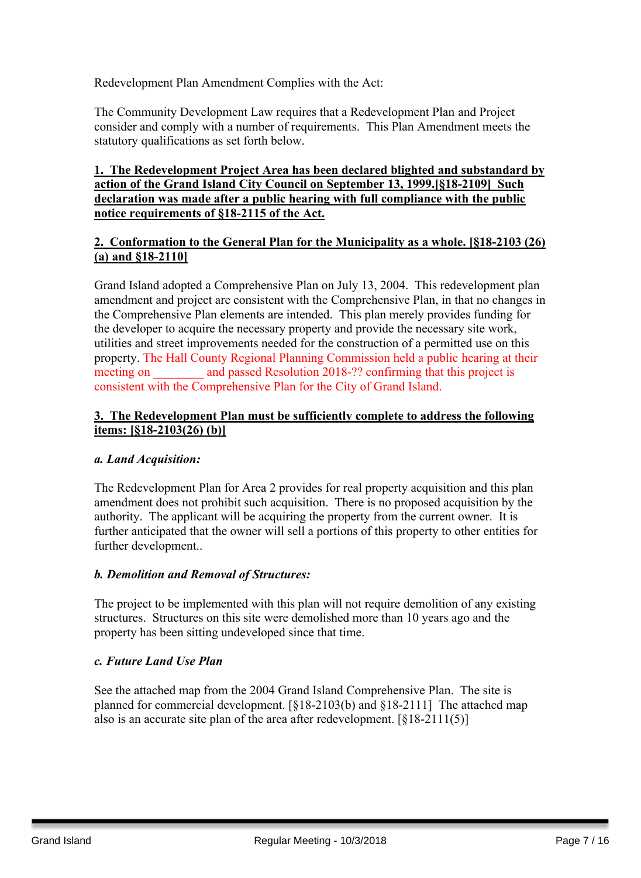Redevelopment Plan Amendment Complies with the Act:

The Community Development Law requires that a Redevelopment Plan and Project consider and comply with a number of requirements. This Plan Amendment meets the statutory qualifications as set forth below.

**1. The Redevelopment Project Area has been declared blighted and substandard by action of the Grand Island City Council on September 13, 1999.[§18-2109] Such declaration was made after a public hearing with full compliance with the public notice requirements of §18-2115 of the Act.**

**2. Conformation to the General Plan for the Municipality as a whole. [§18-2103 (26) (a) and §18-2110]**

Grand Island adopted a Comprehensive Plan on July 13, 2004. This redevelopment plan amendment and project are consistent with the Comprehensive Plan, in that no changes in the Comprehensive Plan elements are intended. This plan merely provides funding for the developer to acquire the necessary property and provide the necessary site work, utilities and street improvements needed for the construction of a permitted use on this property. The Hall County Regional Planning Commission held a public hearing at their meeting on ________ and passed Resolution 2018-?? confirming that this project is consistent with the Comprehensive Plan for the City of Grand Island.

**3. The Redevelopment Plan must be sufficiently complete to address the following items: [§18-2103(26) (b)]**

***a. Land Acquisition:***

The Redevelopment Plan for Area 2 provides for real property acquisition and this plan amendment does not prohibit such acquisition. There is no proposed acquisition by the authority. The applicant will be acquiring the property from the current owner. It is further anticipated that the owner will sell a portions of this property to other entities for further development..

***b. Demolition and Removal of Structures:***

The project to be implemented with this plan will not require demolition of any existing structures. Structures on this site were demolished more than 10 years ago and the property has been sitting undeveloped since that time.

***c. Future Land Use Plan***

See the attached map from the 2004 Grand Island Comprehensive Plan. The site is planned for commercial development. [§18-2103(b) and §18-2111] The attached map also is an accurate site plan of the area after redevelopment. [§18-2111(5)]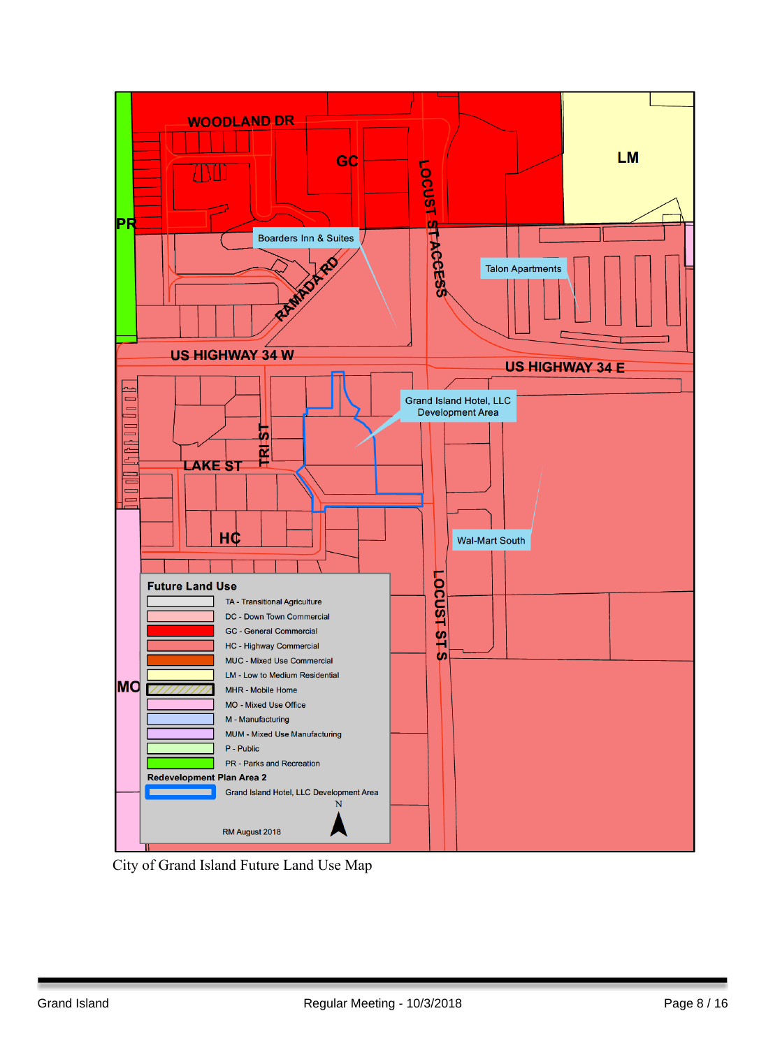WOODLAND DR

GC

LM

PR

LOCUST ST ACCESS

Boarders Inn & Suites

Talon Apartments

RAMADA RD

US HIGHWAY 34 W

US HIGHWAY 34 E

Grand Island Hotel, LLC Development Area

TRI ST

LAKE ST

HC

Wal-Mart South

LOCUST ST S

MO

**Future Land Use**

- TA - Transitional Agriculture
- DC - Down Town Commercial
- GC - General Commercial
- HC - Highway Commercial
- MUC - Mixed Use Commercial
- LM - Low to Medium Residential
- MHR - Mobile Home
- MO - Mixed Use Office
- M - Manufacturing
- MUM - Mixed Use Manufacturing
- P - Public
- PR - Parks and Recreation

**Redevelopment Plan Area 2**

- Grand Island Hotel, LLC Development Area

N

RM August 2018

City of Grand Island Future Land Use Map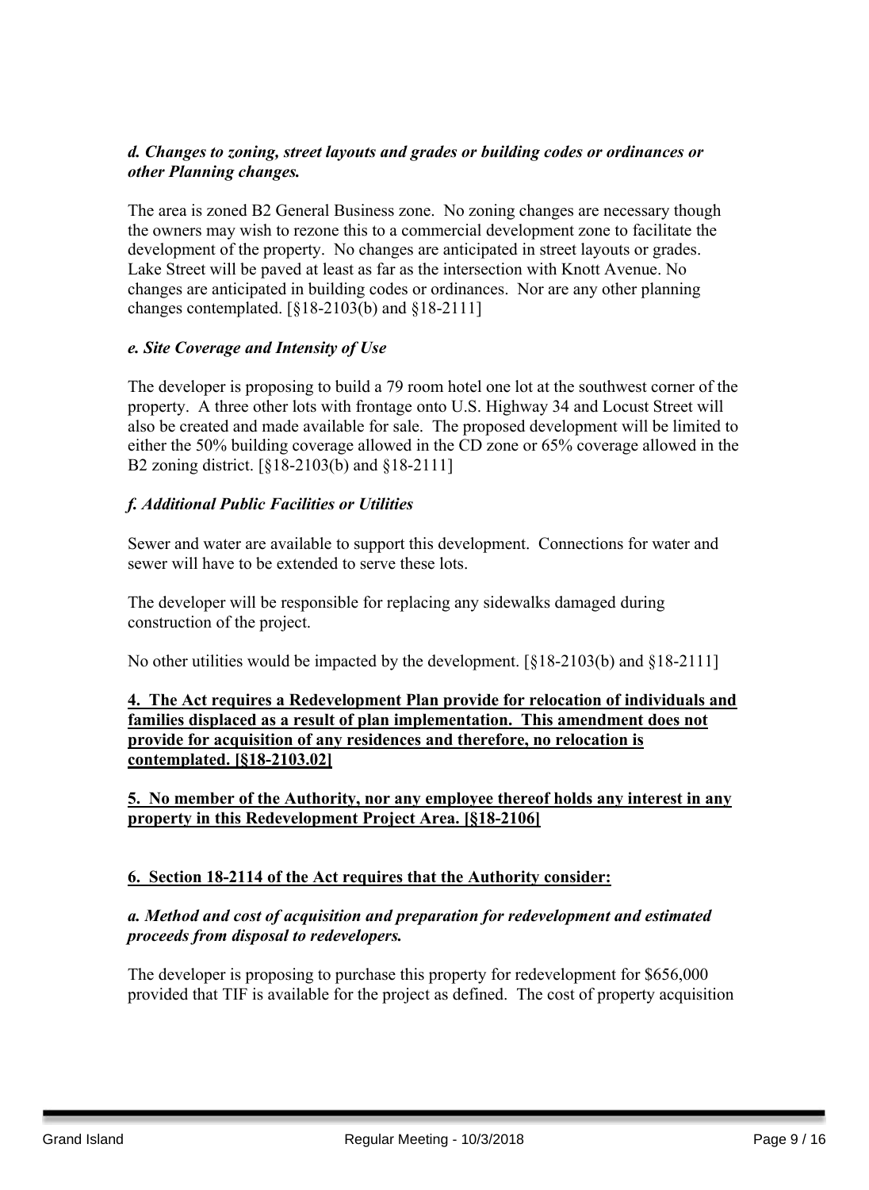***d. Changes to zoning, street layouts and grades or building codes or ordinances or other Planning changes.***

The area is zoned B2 General Business zone. No zoning changes are necessary though the owners may wish to rezone this to a commercial development zone to facilitate the development of the property. No changes are anticipated in street layouts or grades. Lake Street will be paved at least as far as the intersection with Knott Avenue. No changes are anticipated in building codes or ordinances. Nor are any other planning changes contemplated. [§18-2103(b) and §18-2111]

***e. Site Coverage and Intensity of Use***

The developer is proposing to build a 79 room hotel one lot at the southwest corner of the property. A three other lots with frontage onto U.S. Highway 34 and Locust Street will also be created and made available for sale. The proposed development will be limited to either the 50% building coverage allowed in the CD zone or 65% coverage allowed in the B2 zoning district. [§18-2103(b) and §18-2111]

***f. Additional Public Facilities or Utilities***

Sewer and water are available to support this development. Connections for water and sewer will have to be extended to serve these lots.

The developer will be responsible for replacing any sidewalks damaged during construction of the project.

No other utilities would be impacted by the development. [§18-2103(b) and §18-2111]

**<u>4. The Act requires a Redevelopment Plan provide for relocation of individuals and families displaced as a result of plan implementation. This amendment does not provide for acquisition of any residences and therefore, no relocation is contemplated. [§18-2103.02]</u>**

**<u>5. No member of the Authority, nor any employee thereof holds any interest in any property in this Redevelopment Project Area. [§18-2106]</u>**

**<u>6. Section 18-2114 of the Act requires that the Authority consider:</u>**

***a. Method and cost of acquisition and preparation for redevelopment and estimated proceeds from disposal to redevelopers.***

The developer is proposing to purchase this property for redevelopment for $656,000 provided that TIF is available for the project as defined. The cost of property acquisition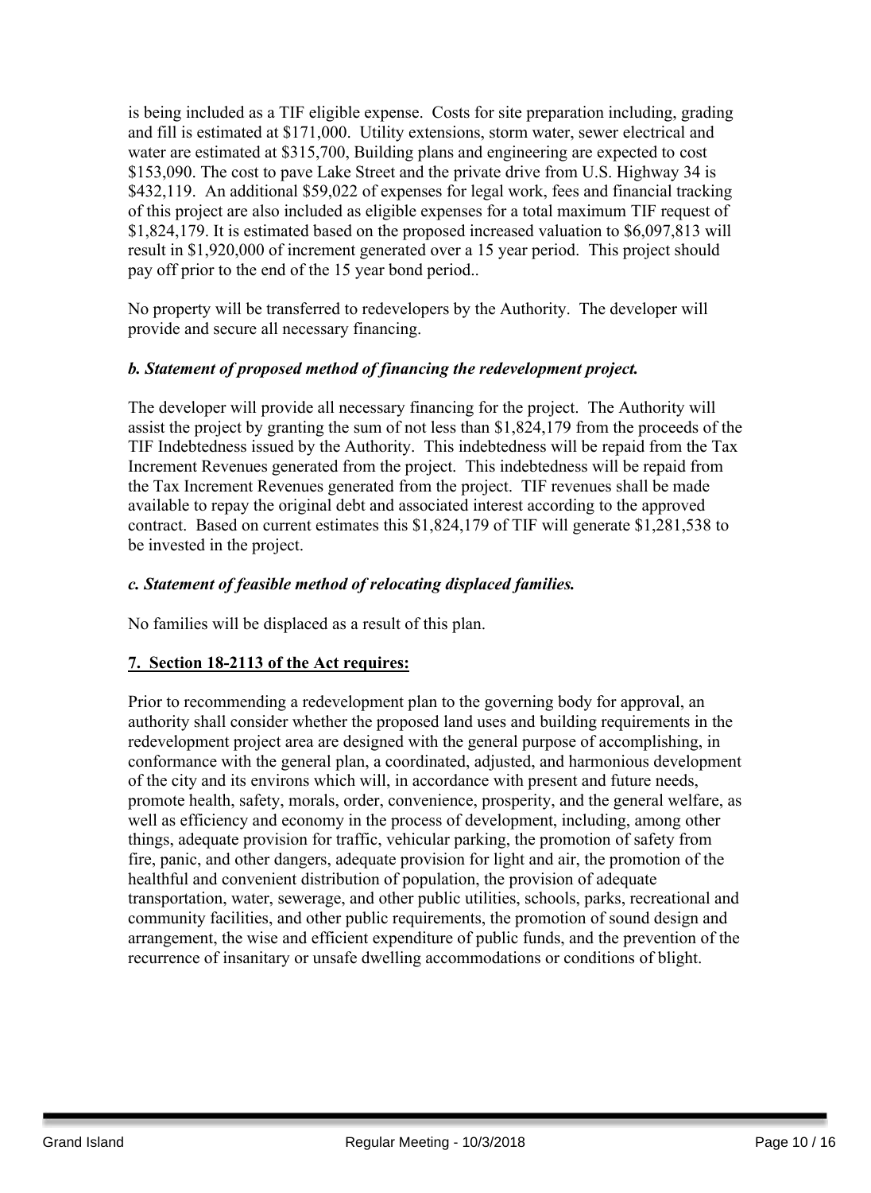is being included as a TIF eligible expense. Costs for site preparation including, grading and fill is estimated at $171,000. Utility extensions, storm water, sewer electrical and water are estimated at $315,700, Building plans and engineering are expected to cost $153,090. The cost to pave Lake Street and the private drive from U.S. Highway 34 is $432,119. An additional $59,022 of expenses for legal work, fees and financial tracking of this project are also included as eligible expenses for a total maximum TIF request of $1,824,179. It is estimated based on the proposed increased valuation to $6,097,813 will result in $1,920,000 of increment generated over a 15 year period. This project should pay off prior to the end of the 15 year bond period..

No property will be transferred to redevelopers by the Authority. The developer will provide and secure all necessary financing.

***b. Statement of proposed method of financing the redevelopment project.***

The developer will provide all necessary financing for the project. The Authority will assist the project by granting the sum of not less than $1,824,179 from the proceeds of the TIF Indebtedness issued by the Authority. This indebtedness will be repaid from the Tax Increment Revenues generated from the project. This indebtedness will be repaid from the Tax Increment Revenues generated from the project. TIF revenues shall be made available to repay the original debt and associated interest according to the approved contract. Based on current estimates this $1,824,179 of TIF will generate $1,281,538 to be invested in the project.

***c. Statement of feasible method of relocating displaced families.***

No families will be displaced as a result of this plan.

**7. Section 18-2113 of the Act requires:**

Prior to recommending a redevelopment plan to the governing body for approval, an authority shall consider whether the proposed land uses and building requirements in the redevelopment project area are designed with the general purpose of accomplishing, in conformance with the general plan, a coordinated, adjusted, and harmonious development of the city and its environs which will, in accordance with present and future needs, promote health, safety, morals, order, convenience, prosperity, and the general welfare, as well as efficiency and economy in the process of development, including, among other things, adequate provision for traffic, vehicular parking, the promotion of safety from fire, panic, and other dangers, adequate provision for light and air, the promotion of the healthful and convenient distribution of population, the provision of adequate transportation, water, sewerage, and other public utilities, schools, parks, recreational and community facilities, and other public requirements, the promotion of sound design and arrangement, the wise and efficient expenditure of public funds, and the prevention of the recurrence of insanitary or unsafe dwelling accommodations or conditions of blight.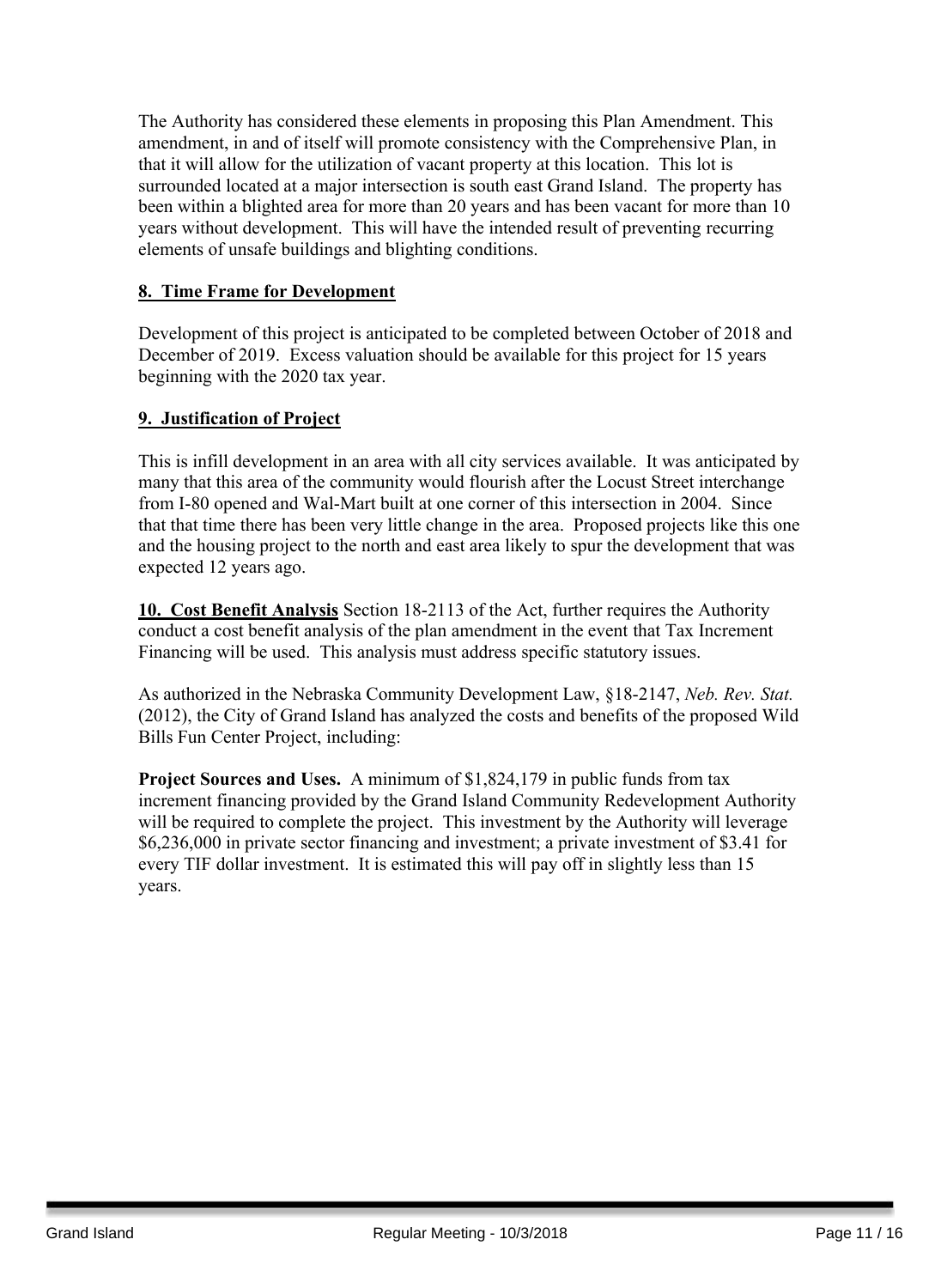The Authority has considered these elements in proposing this Plan Amendment. This amendment, in and of itself will promote consistency with the Comprehensive Plan, in that it will allow for the utilization of vacant property at this location. This lot is surrounded located at a major intersection is south east Grand Island. The property has been within a blighted area for more than 20 years and has been vacant for more than 10 years without development. This will have the intended result of preventing recurring elements of unsafe buildings and blighting conditions.

**8. Time Frame for Development**

Development of this project is anticipated to be completed between October of 2018 and December of 2019. Excess valuation should be available for this project for 15 years beginning with the 2020 tax year.

**9. Justification of Project**

This is infill development in an area with all city services available. It was anticipated by many that this area of the community would flourish after the Locust Street interchange from I-80 opened and Wal-Mart built at one corner of this intersection in 2004. Since that that time there has been very little change in the area. Proposed projects like this one and the housing project to the north and east area likely to spur the development that was expected 12 years ago.

**10. Cost Benefit Analysis** Section 18-2113 of the Act, further requires the Authority conduct a cost benefit analysis of the plan amendment in the event that Tax Increment Financing will be used. This analysis must address specific statutory issues.

As authorized in the Nebraska Community Development Law, §18-2147, *Neb. Rev. Stat.* (2012), the City of Grand Island has analyzed the costs and benefits of the proposed Wild Bills Fun Center Project, including:

**Project Sources and Uses.** A minimum of $1,824,179 in public funds from tax increment financing provided by the Grand Island Community Redevelopment Authority will be required to complete the project. This investment by the Authority will leverage $6,236,000 in private sector financing and investment; a private investment of $3.41 for every TIF dollar investment. It is estimated this will pay off in slightly less than 15 years.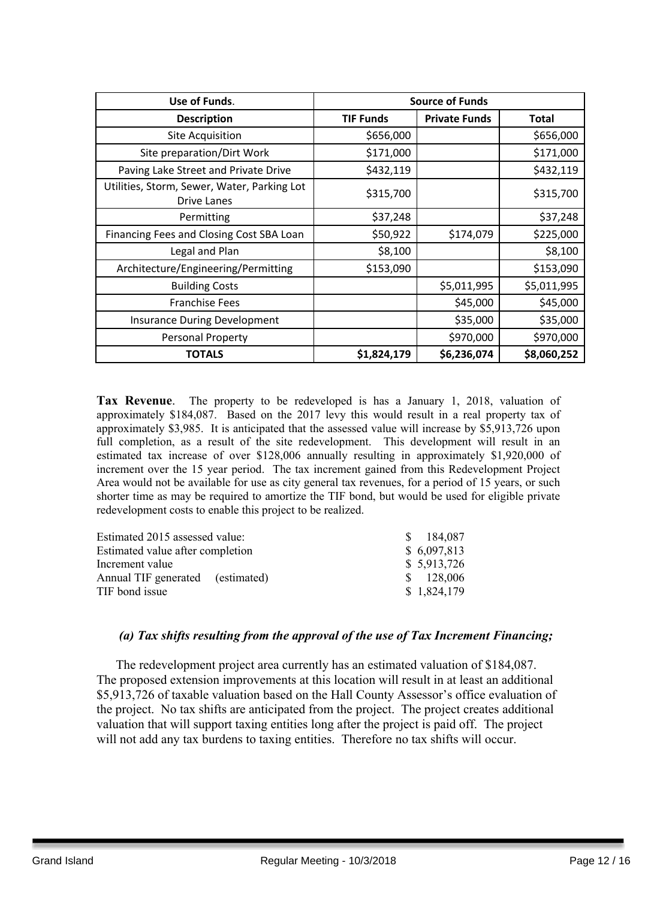| Use of Funds. | Source of Funds | | |
|---|---|---|---|
| **Description** | **TIF Funds** | **Private Funds** | **Total** |
| Site Acquisition | $656,000 | | $656,000 |
| Site preparation/Dirt Work | $171,000 | | $171,000 |
| Paving Lake Street and Private Drive | $432,119 | | $432,119 |
| Utilities, Storm, Sewer, Water, Parking Lot Drive Lanes | $315,700 | | $315,700 |
| Permitting | $37,248 | | $37,248 |
| Financing Fees and Closing Cost SBA Loan | $50,922 | $174,079 | $225,000 |
| Legal and Plan | $8,100 | | $8,100 |
| Architecture/Engineering/Permitting | $153,090 | | $153,090 |
| Building Costs | | $5,011,995 | $5,011,995 |
| Franchise Fees | | $45,000 | $45,000 |
| Insurance During Development | | $35,000 | $35,000 |
| Personal Property | | $970,000 | $970,000 |
| **TOTALS** | **$1,824,179** | **$6,236,074** | **$8,060,252** |

**Tax Revenue**. The property to be redeveloped is has a January 1, 2018, valuation of approximately $184,087. Based on the 2017 levy this would result in a real property tax of approximately $3,985. It is anticipated that the assessed value will increase by $5,913,726 upon full completion, as a result of the site redevelopment. This development will result in an estimated tax increase of over $128,006 annually resulting in approximately $1,920,000 of increment over the 15 year period. The tax increment gained from this Redevelopment Project Area would not be available for use as city general tax revenues, for a period of 15 years, or such shorter time as may be required to amortize the TIF bond, but would be used for eligible private redevelopment costs to enable this project to be realized.

| | |
|---|---|
| Estimated 2015 assessed value: | $ 184,087 |
| Estimated value after completion | $ 6,097,813 |
| Increment value | $ 5,913,726 |
| Annual TIF generated (estimated) | $ 128,006 |
| TIF bond issue | $ 1,824,179 |

***(a) Tax shifts resulting from the approval of the use of Tax Increment Financing;***

The redevelopment project area currently has an estimated valuation of $184,087. The proposed extension improvements at this location will result in at least an additional $5,913,726 of taxable valuation based on the Hall County Assessor's office evaluation of the project. No tax shifts are anticipated from the project. The project creates additional valuation that will support taxing entities long after the project is paid off. The project will not add any tax burdens to taxing entities. Therefore no tax shifts will occur.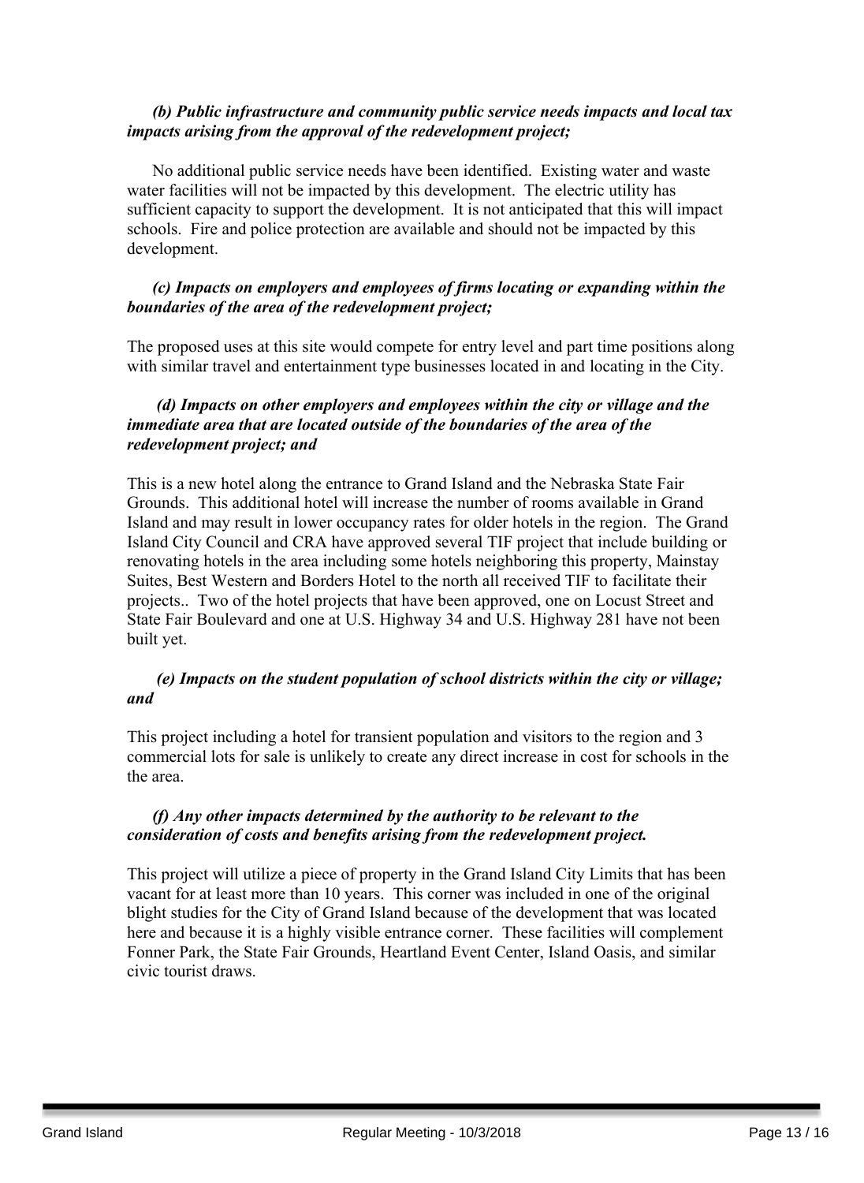***(b) Public infrastructure and community public service needs impacts and local tax impacts arising from the approval of the redevelopment project;***

No additional public service needs have been identified. Existing water and waste water facilities will not be impacted by this development. The electric utility has sufficient capacity to support the development. It is not anticipated that this will impact schools. Fire and police protection are available and should not be impacted by this development.

***(c) Impacts on employers and employees of firms locating or expanding within the boundaries of the area of the redevelopment project;***

The proposed uses at this site would compete for entry level and part time positions along with similar travel and entertainment type businesses located in and locating in the City.

***(d) Impacts on other employers and employees within the city or village and the immediate area that are located outside of the boundaries of the area of the redevelopment project; and***

This is a new hotel along the entrance to Grand Island and the Nebraska State Fair Grounds. This additional hotel will increase the number of rooms available in Grand Island and may result in lower occupancy rates for older hotels in the region. The Grand Island City Council and CRA have approved several TIF project that include building or renovating hotels in the area including some hotels neighboring this property, Mainstay Suites, Best Western and Borders Hotel to the north all received TIF to facilitate their projects.. Two of the hotel projects that have been approved, one on Locust Street and State Fair Boulevard and one at U.S. Highway 34 and U.S. Highway 281 have not been built yet.

***(e) Impacts on the student population of school districts within the city or village; and***

This project including a hotel for transient population and visitors to the region and 3 commercial lots for sale is unlikely to create any direct increase in cost for schools in the the area.

***(f) Any other impacts determined by the authority to be relevant to the consideration of costs and benefits arising from the redevelopment project.***

This project will utilize a piece of property in the Grand Island City Limits that has been vacant for at least more than 10 years. This corner was included in one of the original blight studies for the City of Grand Island because of the development that was located here and because it is a highly visible entrance corner. These facilities will complement Fonner Park, the State Fair Grounds, Heartland Event Center, Island Oasis, and similar civic tourist draws.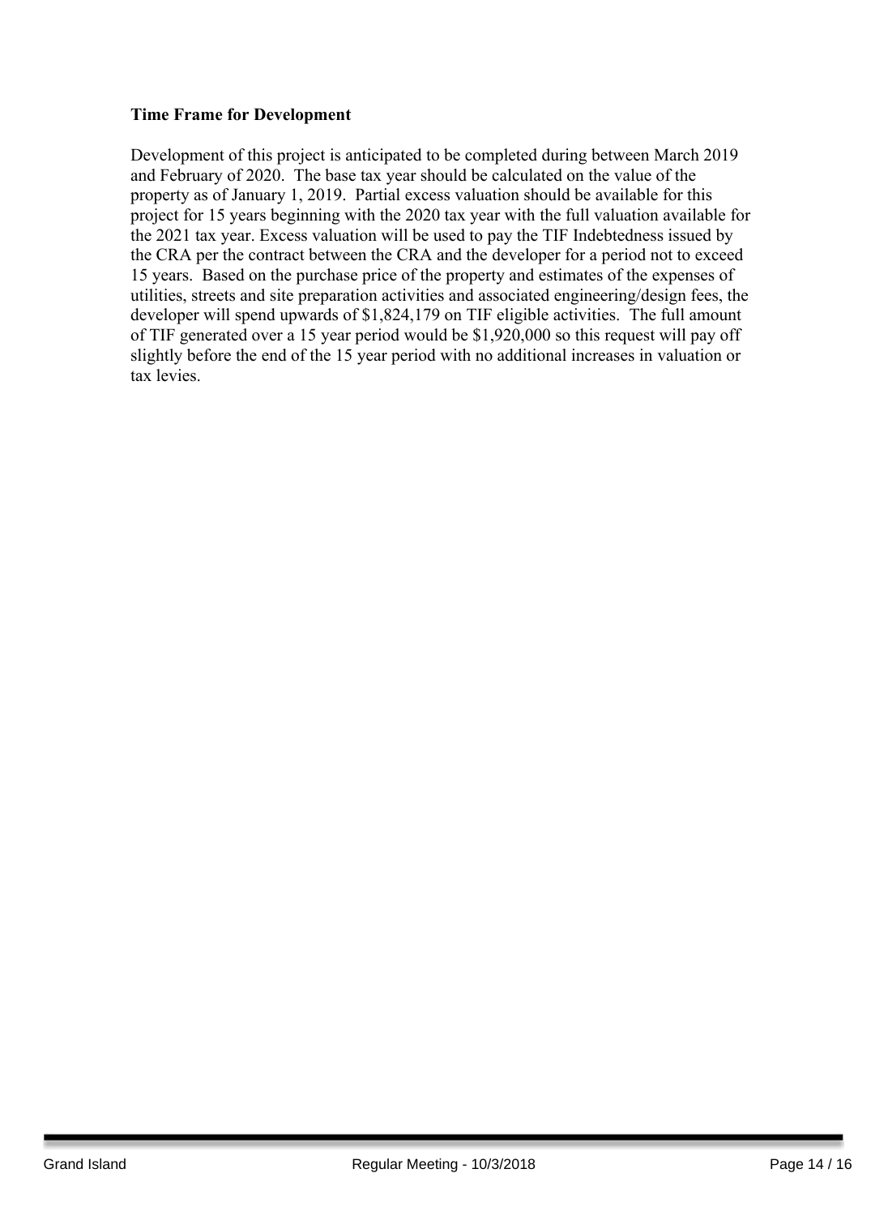**Time Frame for Development**

Development of this project is anticipated to be completed during between March 2019 and February of 2020. The base tax year should be calculated on the value of the property as of January 1, 2019. Partial excess valuation should be available for this project for 15 years beginning with the 2020 tax year with the full valuation available for the 2021 tax year. Excess valuation will be used to pay the TIF Indebtedness issued by the CRA per the contract between the CRA and the developer for a period not to exceed 15 years. Based on the purchase price of the property and estimates of the expenses of utilities, streets and site preparation activities and associated engineering/design fees, the developer will spend upwards of $1,824,179 on TIF eligible activities. The full amount of TIF generated over a 15 year period would be $1,920,000 so this request will pay off slightly before the end of the 15 year period with no additional increases in valuation or tax levies.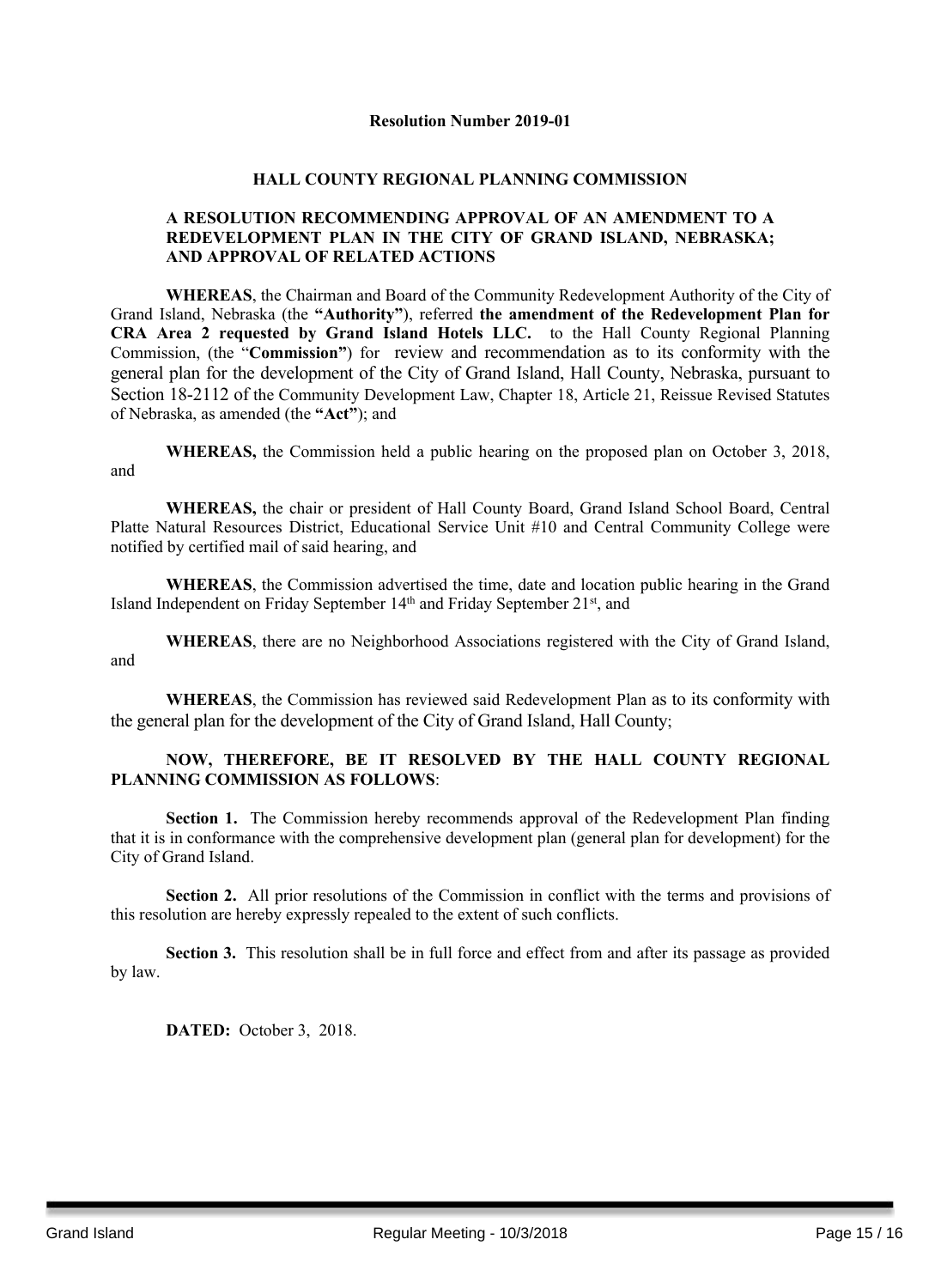**Resolution Number 2019-01**

**HALL COUNTY REGIONAL PLANNING COMMISSION**

**A RESOLUTION RECOMMENDING APPROVAL OF AN AMENDMENT TO A REDEVELOPMENT PLAN IN THE CITY OF GRAND ISLAND, NEBRASKA; AND APPROVAL OF RELATED ACTIONS**

**WHEREAS**, the Chairman and Board of the Community Redevelopment Authority of the City of Grand Island, Nebraska (the **"Authority"**), referred **the amendment of the Redevelopment Plan for CRA Area 2 requested by Grand Island Hotels LLC.** to the Hall County Regional Planning Commission, (the "**Commission"**) for review and recommendation as to its conformity with the general plan for the development of the City of Grand Island, Hall County, Nebraska, pursuant to Section 18-2112 of the Community Development Law, Chapter 18, Article 21, Reissue Revised Statutes of Nebraska, as amended (the **"Act"**); and

**WHEREAS,** the Commission held a public hearing on the proposed plan on October 3, 2018, and

**WHEREAS,** the chair or president of Hall County Board, Grand Island School Board, Central Platte Natural Resources District, Educational Service Unit #10 and Central Community College were notified by certified mail of said hearing, and

**WHEREAS**, the Commission advertised the time, date and location public hearing in the Grand Island Independent on Friday September 14th and Friday September 21st, and

**WHEREAS**, there are no Neighborhood Associations registered with the City of Grand Island, and

**WHEREAS**, the Commission has reviewed said Redevelopment Plan as to its conformity with the general plan for the development of the City of Grand Island, Hall County;

**NOW, THEREFORE, BE IT RESOLVED BY THE HALL COUNTY REGIONAL PLANNING COMMISSION AS FOLLOWS**:

**Section 1.** The Commission hereby recommends approval of the Redevelopment Plan finding that it is in conformance with the comprehensive development plan (general plan for development) for the City of Grand Island.

**Section 2.** All prior resolutions of the Commission in conflict with the terms and provisions of this resolution are hereby expressly repealed to the extent of such conflicts.

**Section 3.** This resolution shall be in full force and effect from and after its passage as provided by law.

**DATED:** October 3, 2018.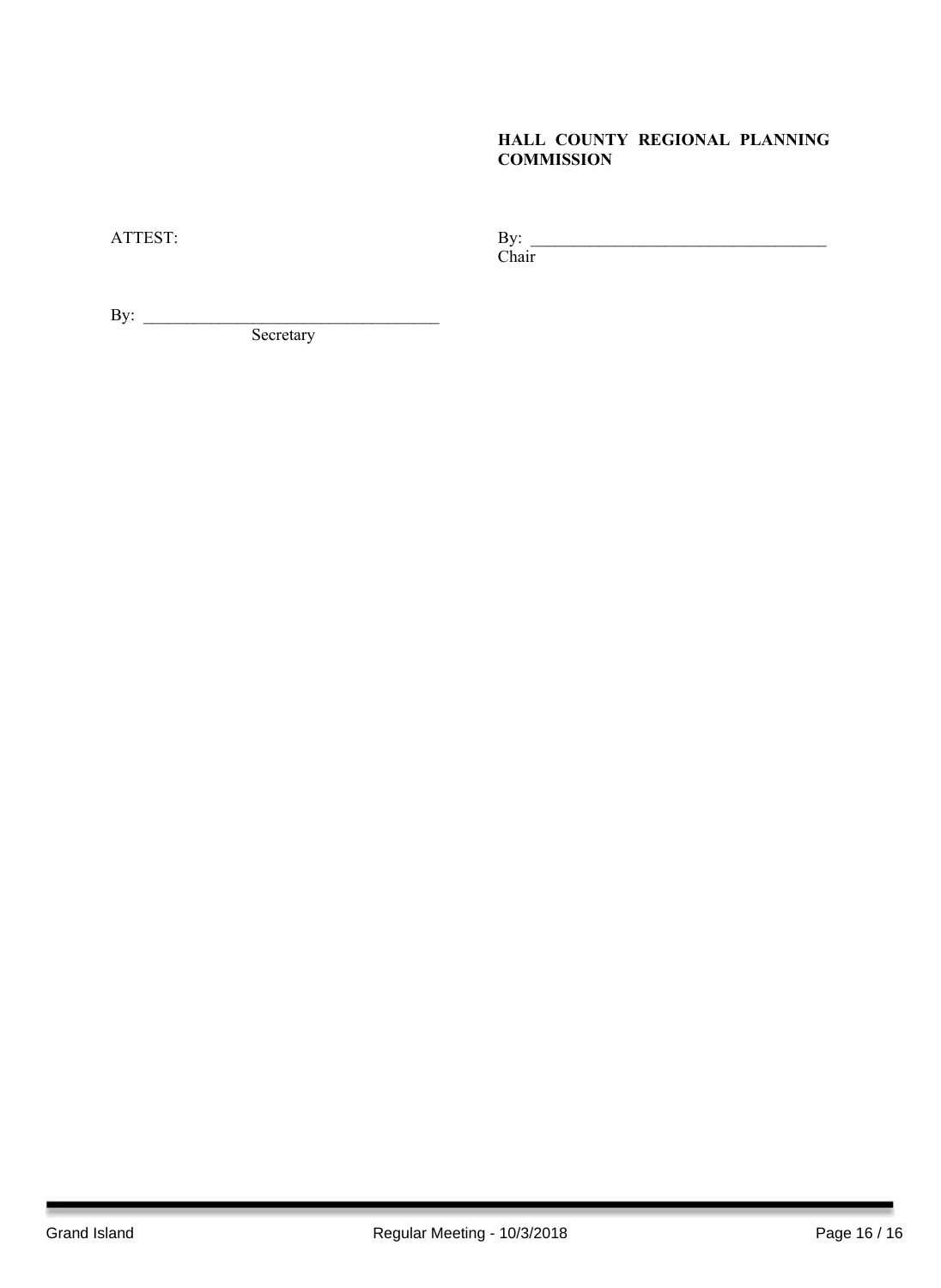**HALL COUNTY REGIONAL PLANNING COMMISSION**

ATTEST:

By: ___________________________________
Chair

By: ___________________________________
Secretary